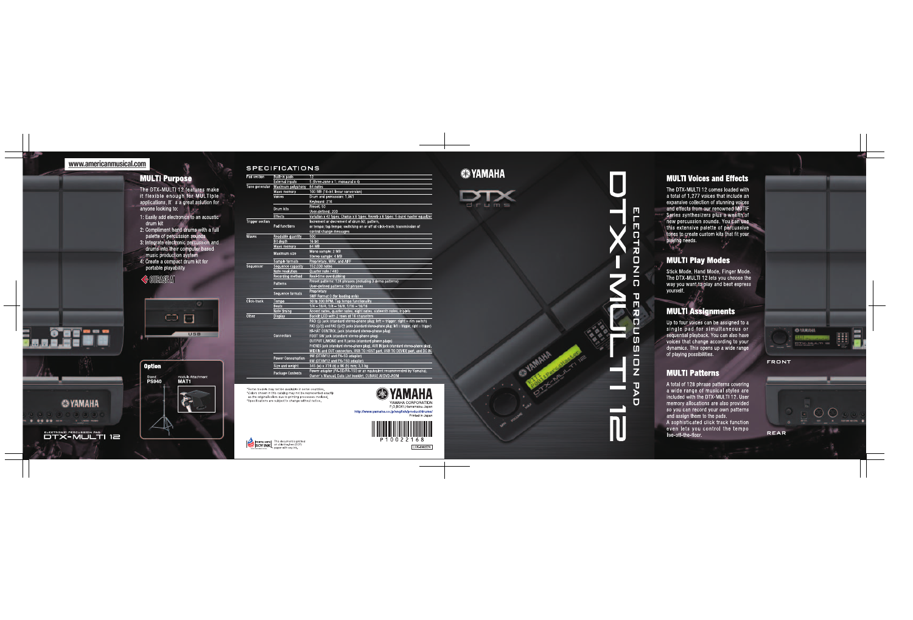www.americanmusical.com

## MULTI Purpose

The DTX-MULTI 12 features make it flexible enough for MULTIple applications. It's a great solution for anyone looking to:

1: Easily add electronics to an acoustic drum kit
2: Compliment hand drums with a full palette of percussion sounds
3: Integrate electronic percussion and drums into their computer based music production system
4: Create a compact drum kit for portable playability

CUBASE AI

USB

### Option

Stand
**PS940**

Module Attachment
**MAT1**

ELECTRONIC PERCUSSION PAD
DTX-MULTI 12

## SPECIFICATIONS

| Section | Item | Specification |
|---|---|---|
| Pad section | Built-in pads | 12 |
| | External inputs | 5 (three-zone x 1; monaural x 4) |
| Tone generator | Maximum polyphony | 64 notes |
| | Wave memory | 100 MB (16-bit linear conversion) |
| | Voices | Drum and percussion: 1,061<br>Keyboard: 216 |
| | Drum kits | Preset: 50<br>User-defined: 200 |
| | Effects | Variation x 42 types; Chorus x 6 types; Reverb x 6 types; 5-band master equalizer |
| Trigger section | Pad functions | Increment or decrement of drum kit, pattern, or tempo; tap tempo; switching on or off of click-track; transmission of control change messages |
| Waves | Readable quantity | 500 |
| | Bit depth | 16 bit |
| | Wave memory | 64 MB |
| | Maximum size | Mono sample: 2 MB<br>Stereo sample: 4 MB |
| | Sample formats | Proprietary, WAV, and AIFF |
| Sequencer | Sequence capacity | 152,000 notes |
| | Note resolution | Quarter note / 480 |
| | Recording method | Real-time overdubbing |
| | Patterns | Preset patterns: 128 phrases (including 3 demo patterns)<br>User-defined patterns: 50 phrases |
| | Sequence formats | Proprietary<br>SMF Format 0 (for loading only) |
| Click-track | Tempo | 30 to 300 BPM, Tap tempo functionality |
| | Beats | 1/4 – 16/4, 1/8 – 16/8, 1/16 – 16/16 |
| | Note timing | Accent notes, quarter notes, eight notes, sixteenth notes, triplets |
| Other | Display | Backlit LCD with 2 rows of 16 characters |
| | Connectors | PAD ⑬ jack (standard stereo-phone plug; left = trigger, right = rim switch)<br>PAD ⑭/⑮ and PAD ⑯/⑰ jacks (standard stereo-phone plug; left = trigger, right = trigger)<br>HI-HAT CONTROL jack (standard stereo-phone plug)<br>FOOT SW jack (standard stereo-phone plug)<br>OUTPUT L/MONO and R jacks (standard phone plugs)<br>PHONES jack (standard stereo-phone plug), AUX IN jack (standard stereo-phone plug),<br>MIDI IN and OUT connectors, USB TO HOST port, USB TO DEVICE port, and DC IN |
| | Power Consumption | 9W (DTXM12 and PA-5D adaptor)<br>6W (DTXM12 and PA-150 adaptor) |
| | Size and weight | 345 (w) x 319 (d) x 96 (h) mm; 3.3 kg |
| | Package Contents | Power adaptor (PA-5D/PA-150 or an equivalent recommended by Yamaha), Owner's Manual, Data List booklet, CUBASE AI DVD-ROM |

*Some models may not be available in some countries.
*Colors shown in this catalog may not be represented exactly as the original colors due to printing processes involved.
*Specifications are subject to change without notice.

YAMAHA
YAMAHA CORPORATION
P.O.BOX1 Hamamatsu Japan
http://www.yamaha.co.jp/english/product/drums/
Printed in Japan

P10022168

This document is printed on chlorine-free (ECF) paper with soy ink.

YAMAHA

DTX drums

# ELECTRONIC PERCUSSION PAD DTX-MULTI 12

## MULTI Voices and Effects

The DTX-MULTI 12 comes loaded with a total of 1,277 voices that include an expansive collection of stunning voices and effects from our renowned MOTIF Series synthesizers plus a wealth of new percussion sounds. You can use this extensive palette of percussive tones to create custom kits that fit your playing needs.

## MULTI Play Modes

Stick Mode, Hand Mode, Finger Mode. The DTX-MULTI 12 lets you choose the way you want to play and best express yourself.

## MULTI Assignments

Up to four voices can be assigned to a single pad for simultaneous or sequential playback. You can also have voices that change according to your dynamics. This opens up a wide range of playing possibilities.

## MULTI Patterns

A total of 128 phrase patterns covering a wide range of musical styles are included with the DTX-MULTI 12. User memory allocations are also provided so you can record your own patterns and assign them to the pads.
A sophisticated click track function even lets you control the tempo live-off-the-floor.

FRONT

REAR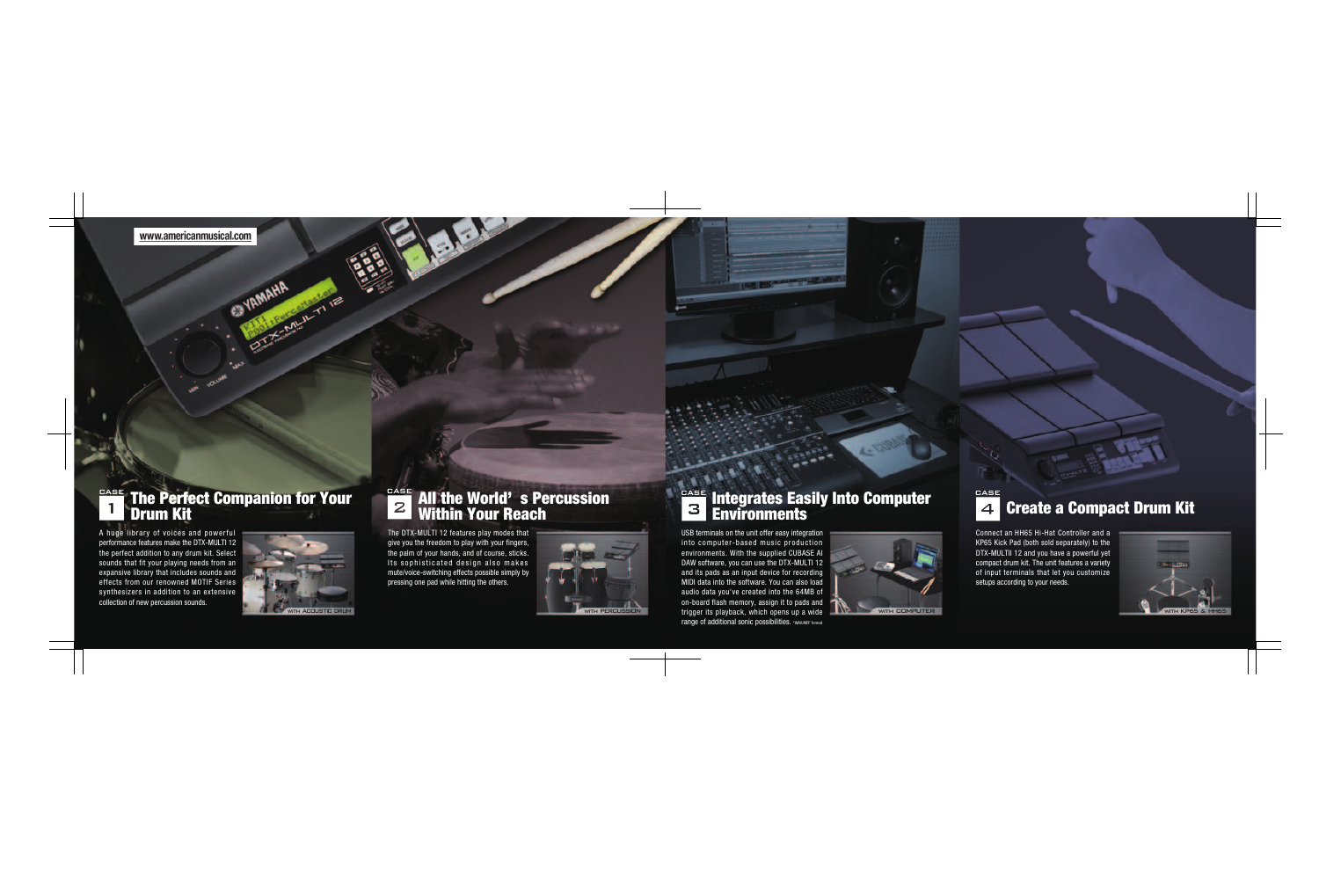www.americanmusical.com

## CASE 1 The Perfect Companion for Your Drum Kit

A huge library of voices and powerful performance features make the DTX-MULTI 12 the perfect addition to any drum kit. Select sounds that fit your playing needs from an expansive library that includes sounds and effects from our renowned MOTIF Series synthesizers in addition to an extensive collection of new percussion sounds.

WITH ACOUSTIC DRUM

## CASE 2 All the World's Percussion Within Your Reach

The DTX-MULTI 12 features play modes that give you the freedom to play with your fingers, the palm of your hands, and of course, sticks. Its sophisticated design also makes mute/voice-switching effects possible simply by pressing one pad while hitting the others.

WITH PERCUSSION

## CASE 3 Integrates Easily Into Computer Environments

USB terminals on the unit offer easy integration into computer-based music production environments. With the supplied CUBASE AI DAW software, you can use the DTX-MULTI 12 and its pads as an input device for recording MIDI data into the software. You can also load audio data you've created into the 64MB of on-board flash memory, assign it to pads and trigger its playback, which opens up a wide range of additional sonic possibilities. *WAV/AIFF format

WITH COMPUTER

## CASE 4 Create a Compact Drum Kit

Connect an HH65 Hi-Hat Controller and a KP65 Kick Pad (both sold separately) to the DTX-MULTI 12 and you have a powerful yet compact drum kit. The unit features a variety of input terminals that let you customize setups according to your needs.

WITH KP65 & HH65